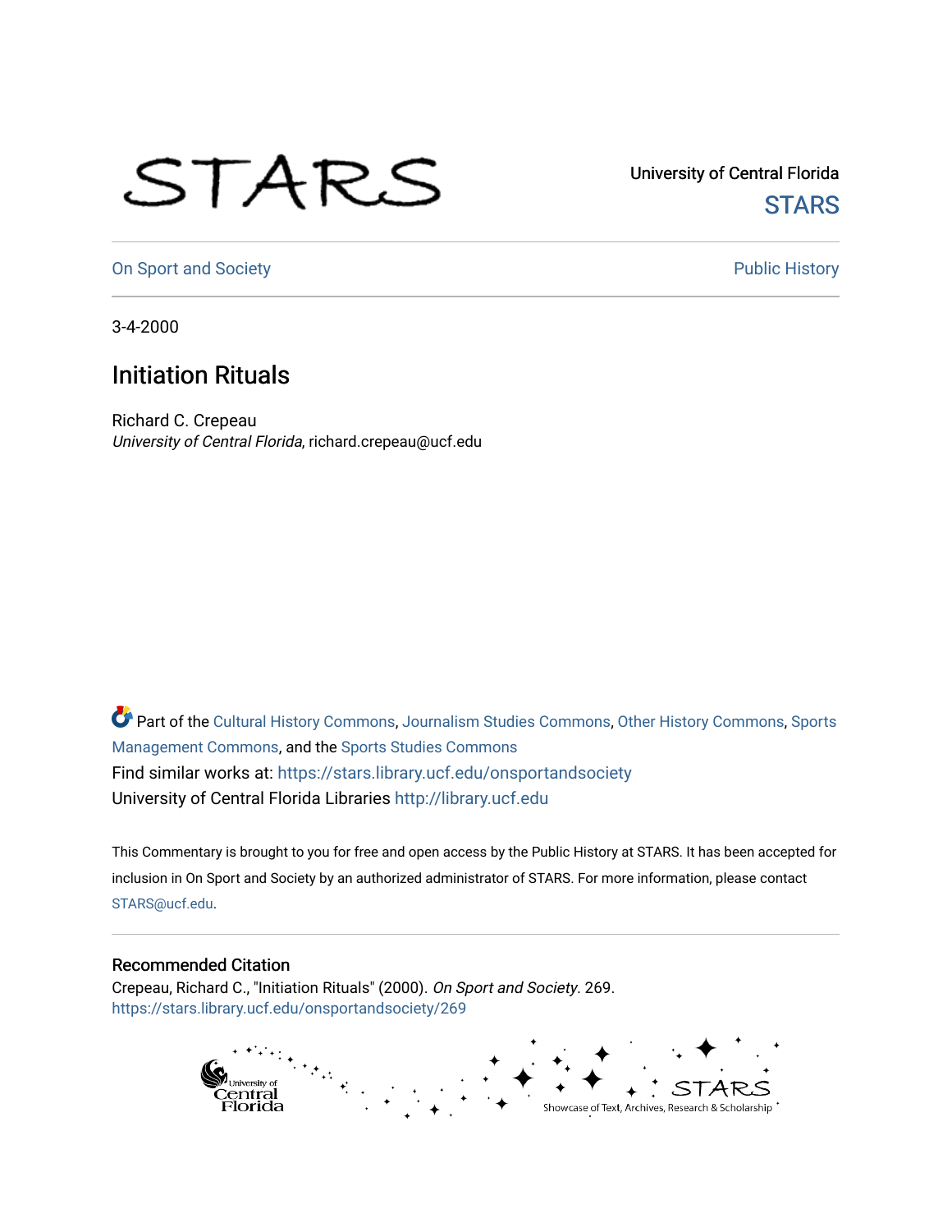University of Central Florida

STARS

On Sport and Society

Public History

3-4-2000

# Initiation Rituals

Richard C. Crepeau
*University of Central Florida*, richard.crepeau@ucf.edu

Part of the Cultural History Commons, Journalism Studies Commons, Other History Commons, Sports Management Commons, and the Sports Studies Commons

Find similar works at: https://stars.library.ucf.edu/onsportandsociety

University of Central Florida Libraries http://library.ucf.edu

This Commentary is brought to you for free and open access by the Public History at STARS. It has been accepted for inclusion in On Sport and Society by an authorized administrator of STARS. For more information, please contact STARS@ucf.edu.

## Recommended Citation

Crepeau, Richard C., "Initiation Rituals" (2000). *On Sport and Society*. 269.
https://stars.library.ucf.edu/onsportandsociety/269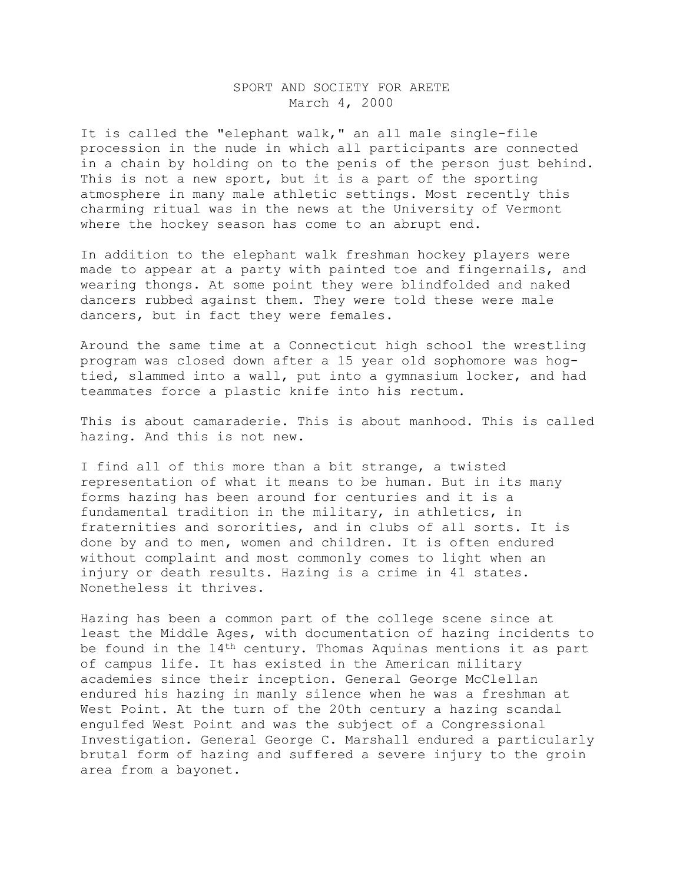SPORT AND SOCIETY FOR ARETE
March 4, 2000

It is called the "elephant walk," an all male single-file procession in the nude in which all participants are connected in a chain by holding on to the penis of the person just behind. This is not a new sport, but it is a part of the sporting atmosphere in many male athletic settings. Most recently this charming ritual was in the news at the University of Vermont where the hockey season has come to an abrupt end.

In addition to the elephant walk freshman hockey players were made to appear at a party with painted toe and fingernails, and wearing thongs. At some point they were blindfolded and naked dancers rubbed against them. They were told these were male dancers, but in fact they were females.

Around the same time at a Connecticut high school the wrestling program was closed down after a 15 year old sophomore was hog-tied, slammed into a wall, put into a gymnasium locker, and had teammates force a plastic knife into his rectum.

This is about camaraderie. This is about manhood. This is called hazing. And this is not new.

I find all of this more than a bit strange, a twisted representation of what it means to be human. But in its many forms hazing has been around for centuries and it is a fundamental tradition in the military, in athletics, in fraternities and sororities, and in clubs of all sorts. It is done by and to men, women and children. It is often endured without complaint and most commonly comes to light when an injury or death results. Hazing is a crime in 41 states. Nonetheless it thrives.

Hazing has been a common part of the college scene since at least the Middle Ages, with documentation of hazing incidents to be found in the 14th century. Thomas Aquinas mentions it as part of campus life. It has existed in the American military academies since their inception. General George McClellan endured his hazing in manly silence when he was a freshman at West Point. At the turn of the 20th century a hazing scandal engulfed West Point and was the subject of a Congressional Investigation. General George C. Marshall endured a particularly brutal form of hazing and suffered a severe injury to the groin area from a bayonet.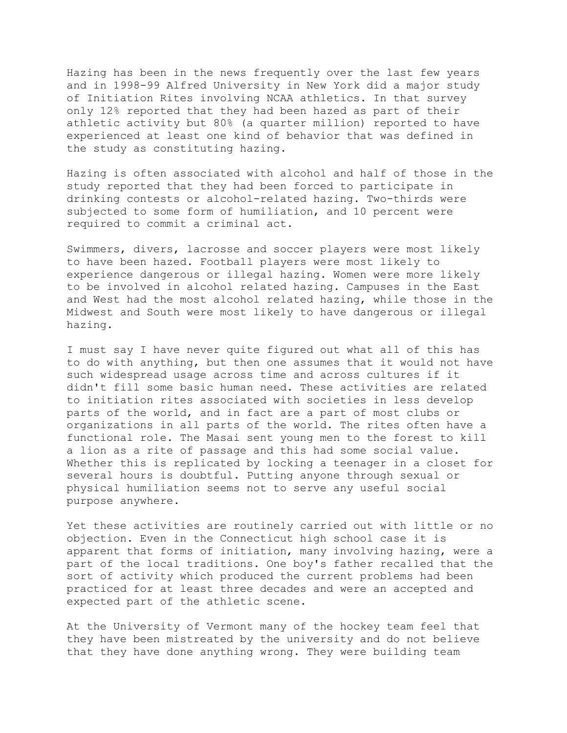Hazing has been in the news frequently over the last few years and in 1998-99 Alfred University in New York did a major study of Initiation Rites involving NCAA athletics. In that survey only 12% reported that they had been hazed as part of their athletic activity but 80% (a quarter million) reported to have experienced at least one kind of behavior that was defined in the study as constituting hazing.

Hazing is often associated with alcohol and half of those in the study reported that they had been forced to participate in drinking contests or alcohol-related hazing. Two-thirds were subjected to some form of humiliation, and 10 percent were required to commit a criminal act.

Swimmers, divers, lacrosse and soccer players were most likely to have been hazed. Football players were most likely to experience dangerous or illegal hazing. Women were more likely to be involved in alcohol related hazing. Campuses in the East and West had the most alcohol related hazing, while those in the Midwest and South were most likely to have dangerous or illegal hazing.

I must say I have never quite figured out what all of this has to do with anything, but then one assumes that it would not have such widespread usage across time and across cultures if it didn't fill some basic human need. These activities are related to initiation rites associated with societies in less develop parts of the world, and in fact are a part of most clubs or organizations in all parts of the world. The rites often have a functional role. The Masai sent young men to the forest to kill a lion as a rite of passage and this had some social value. Whether this is replicated by locking a teenager in a closet for several hours is doubtful. Putting anyone through sexual or physical humiliation seems not to serve any useful social purpose anywhere.

Yet these activities are routinely carried out with little or no objection. Even in the Connecticut high school case it is apparent that forms of initiation, many involving hazing, were a part of the local traditions. One boy's father recalled that the sort of activity which produced the current problems had been practiced for at least three decades and were an accepted and expected part of the athletic scene.

At the University of Vermont many of the hockey team feel that they have been mistreated by the university and do not believe that they have done anything wrong. They were building team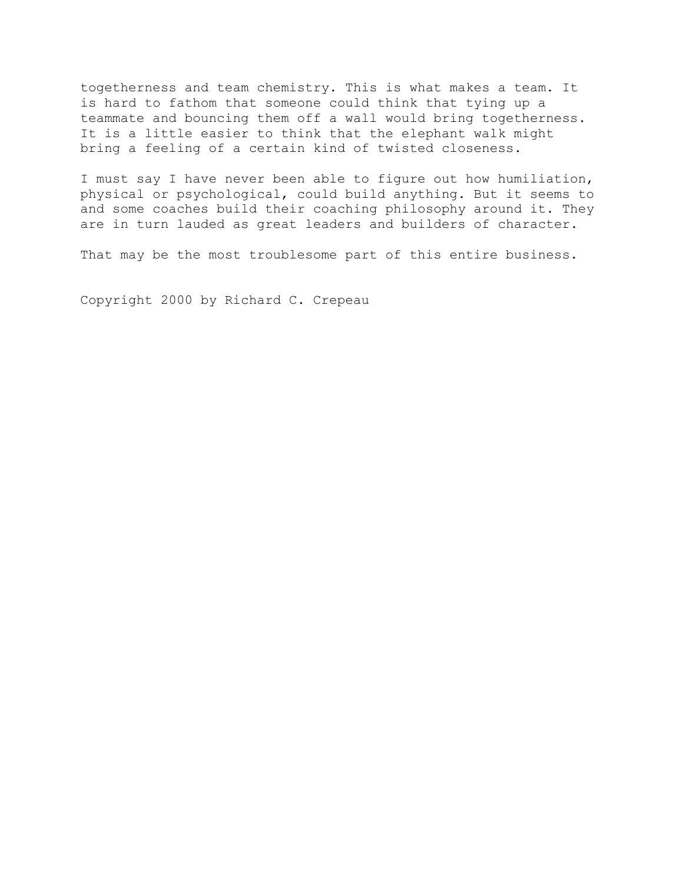togetherness and team chemistry. This is what makes a team. It is hard to fathom that someone could think that tying up a teammate and bouncing them off a wall would bring togetherness. It is a little easier to think that the elephant walk might bring a feeling of a certain kind of twisted closeness.

I must say I have never been able to figure out how humiliation, physical or psychological, could build anything. But it seems to and some coaches build their coaching philosophy around it. They are in turn lauded as great leaders and builders of character.

That may be the most troublesome part of this entire business.

Copyright 2000 by Richard C. Crepeau